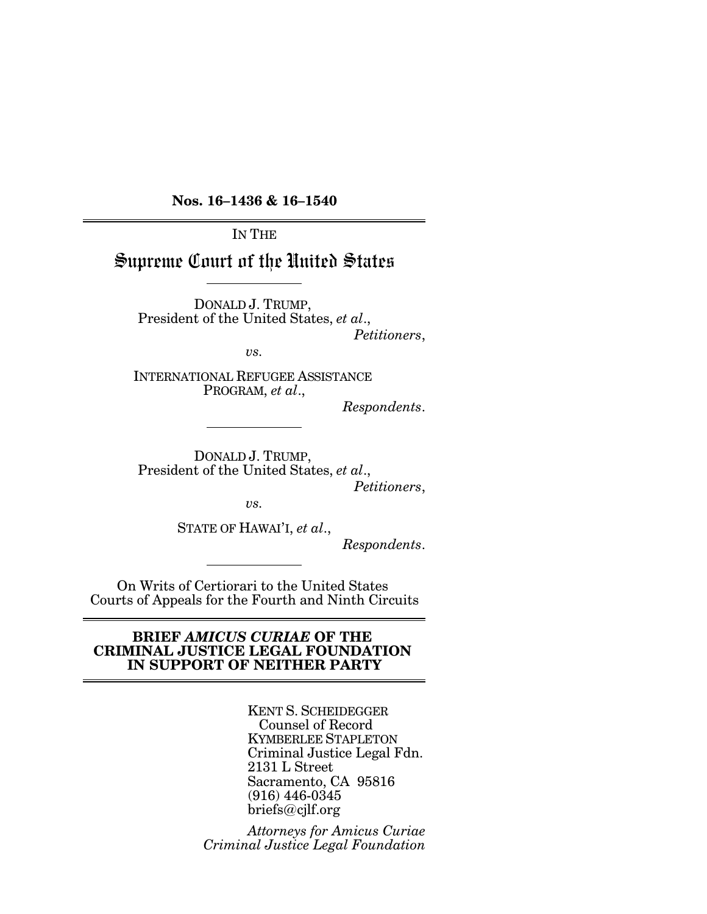**Nos. 16–1436 & 16–1540**

---

IN THE

# Supreme Court of the United States

---

DONALD J. TRUMP,
President of the United States, *et al*.,
*Petitioners*,

*vs.*

INTERNATIONAL REFUGEE ASSISTANCE PROGRAM, *et al*.,
*Respondents*.

---

DONALD J. TRUMP,
President of the United States, *et al*.,
*Petitioners*,

*vs.*

STATE OF HAWAI'I, *et al*.,
*Respondents*.

---

On Writs of Certiorari to the United States Courts of Appeals for the Fourth and Ninth Circuits

---

**BRIEF *AMICUS CURIAE* OF THE CRIMINAL JUSTICE LEGAL FOUNDATION IN SUPPORT OF NEITHER PARTY**

---

KENT S. SCHEIDEGGER
Counsel of Record
KYMBERLEE STAPLETON
Criminal Justice Legal Fdn.
2131 L Street
Sacramento, CA 95816
(916) 446-0345
briefs@cjlf.org

*Attorneys for Amicus Curiae Criminal Justice Legal Foundation*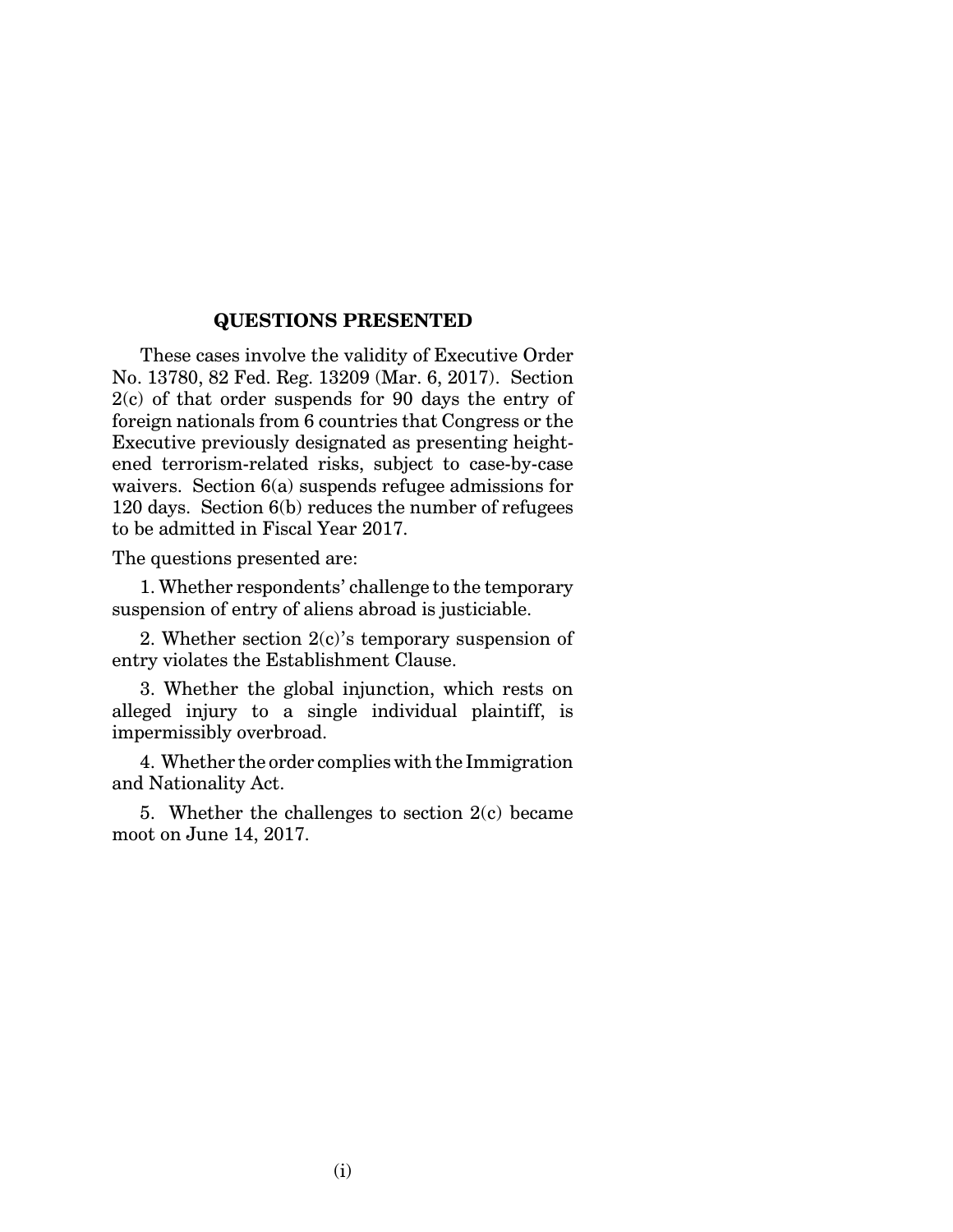## QUESTIONS PRESENTED

These cases involve the validity of Executive Order No. 13780, 82 Fed. Reg. 13209 (Mar. 6, 2017). Section 2(c) of that order suspends for 90 days the entry of foreign nationals from 6 countries that Congress or the Executive previously designated as presenting heightened terrorism-related risks, subject to case-by-case waivers. Section 6(a) suspends refugee admissions for 120 days. Section 6(b) reduces the number of refugees to be admitted in Fiscal Year 2017.

The questions presented are:

1. Whether respondents' challenge to the temporary suspension of entry of aliens abroad is justiciable.

2. Whether section 2(c)'s temporary suspension of entry violates the Establishment Clause.

3. Whether the global injunction, which rests on alleged injury to a single individual plaintiff, is impermissibly overbroad.

4. Whether the order complies with the Immigration and Nationality Act.

5. Whether the challenges to section 2(c) became moot on June 14, 2017.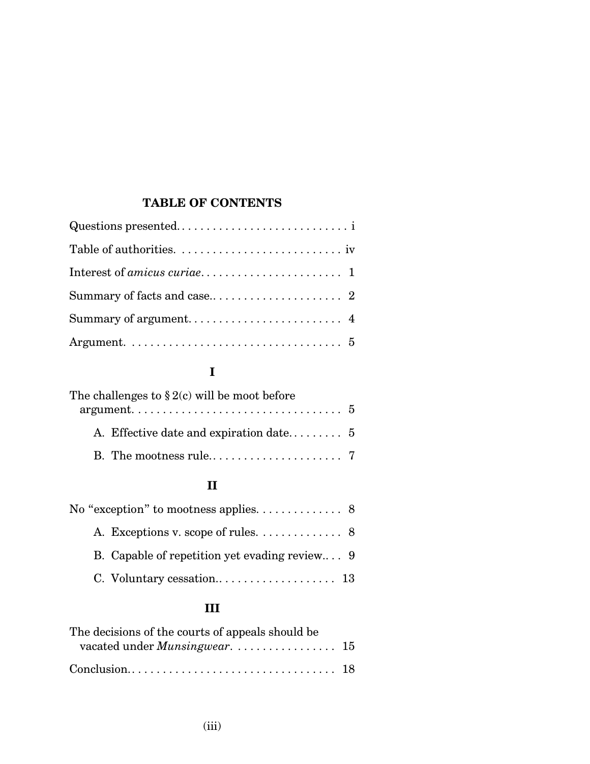## TABLE OF CONTENTS

Questions presented. . . . . . . . . . . . . . . . . . . . . . . . . . . . . i

Table of authorities. . . . . . . . . . . . . . . . . . . . . . . . . . . iv

Interest of *amicus curiae*. . . . . . . . . . . . . . . . . . . . . . . 1

Summary of facts and case.. . . . . . . . . . . . . . . . . . . . . . 2

Summary of argument. . . . . . . . . . . . . . . . . . . . . . . . . 4

Argument. . . . . . . . . . . . . . . . . . . . . . . . . . . . . . . . . . 5

**I**

The challenges to § 2(c) will be moot before argument. . . . . . . . . . . . . . . . . . . . . . . . . . . . . . . . . 5

- A. Effective date and expiration date. . . . . . . . . 5
- B. The mootness rule.. . . . . . . . . . . . . . . . . . . . . 7

**II**

No “exception” to mootness applies. . . . . . . . . . . . . 8

- A. Exceptions v. scope of rules. . . . . . . . . . . . . 8
- B. Capable of repetition yet evading review.. . . 9
- C. Voluntary cessation.. . . . . . . . . . . . . . . . . . . 13

**III**

The decisions of the courts of appeals should be vacated under *Munsingwear*. . . . . . . . . . . . . . . . . 15

Conclusion.. . . . . . . . . . . . . . . . . . . . . . . . . . . . . . . . . 18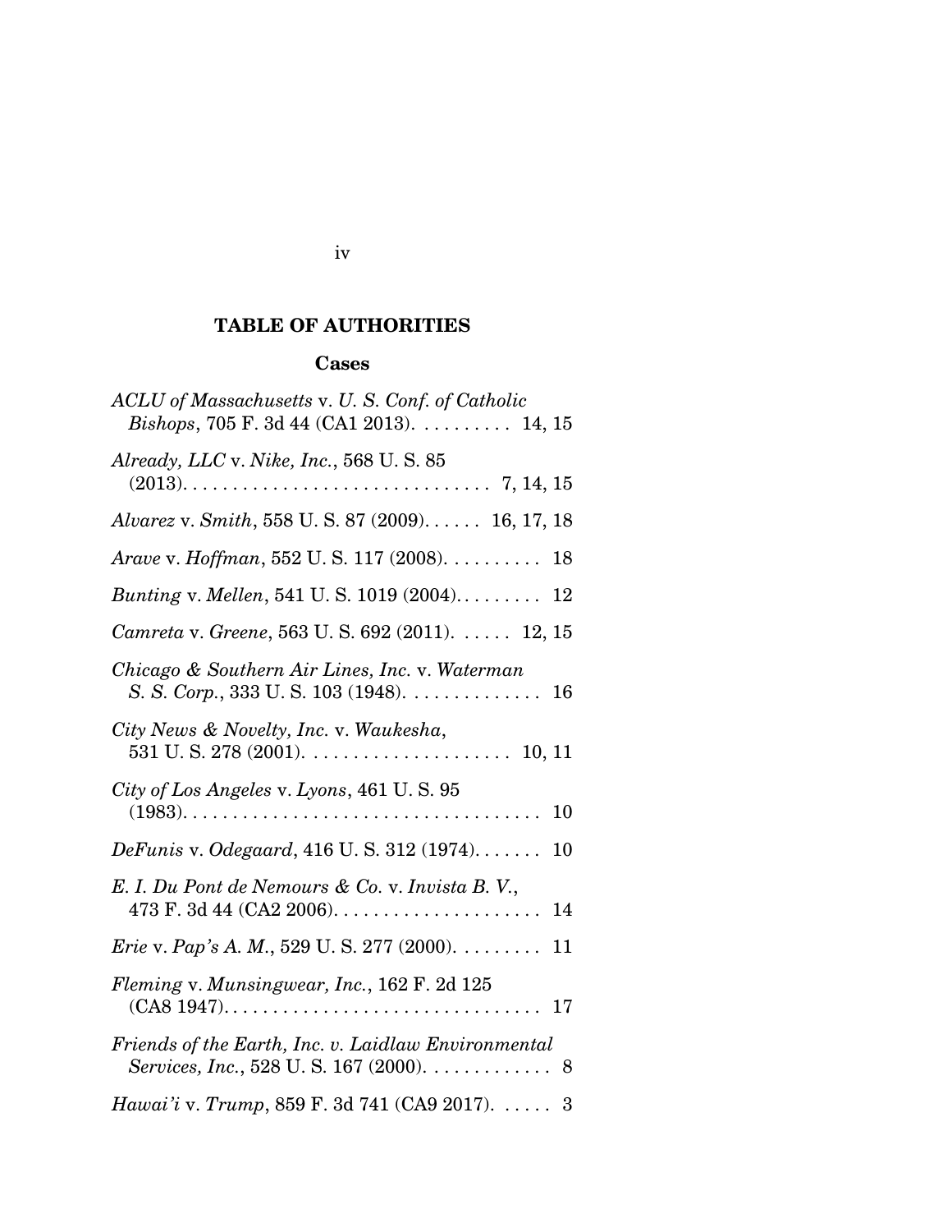## TABLE OF AUTHORITIES

### Cases

*ACLU of Massachusetts* v. *U. S. Conf. of Catholic Bishops*, 705 F. 3d 44 (CA1 2013). . . . . . . . . . 14, 15

*Already, LLC* v. *Nike, Inc.*, 568 U. S. 85 (2013). . . . . . . . . . . . . . . . . . . . . . . . . . . . . . . 7, 14, 15

*Alvarez* v. *Smith*, 558 U. S. 87 (2009). . . . . . 16, 17, 18

*Arave* v. *Hoffman*, 552 U. S. 117 (2008). . . . . . . . . . 18

*Bunting* v. *Mellen*, 541 U. S. 1019 (2004). . . . . . . . . 12

*Camreta* v. *Greene*, 563 U. S. 692 (2011). . . . . . 12, 15

*Chicago & Southern Air Lines, Inc.* v. *Waterman S. S. Corp.*, 333 U. S. 103 (1948). . . . . . . . . . . . . 16

*City News & Novelty, Inc.* v. *Waukesha*, 531 U. S. 278 (2001). . . . . . . . . . . . . . . . . . . . . 10, 11

*City of Los Angeles* v. *Lyons*, 461 U. S. 95 (1983). . . . . . . . . . . . . . . . . . . . . . . . . . . . . . . . . . . . 10

*DeFunis* v. *Odegaard*, 416 U. S. 312 (1974). . . . . . . 10

*E. I. Du Pont de Nemours & Co.* v. *Invista B. V.*, 473 F. 3d 44 (CA2 2006). . . . . . . . . . . . . . . . . . . . . 14

*Erie* v. *Pap's A. M.*, 529 U. S. 277 (2000). . . . . . . . . 11

*Fleming* v. *Munsingwear, Inc.*, 162 F. 2d 125 (CA8 1947). . . . . . . . . . . . . . . . . . . . . . . . . . . . . . . . 17

*Friends of the Earth, Inc. v. Laidlaw Environmental Services, Inc.*, 528 U. S. 167 (2000). . . . . . . . . . . . 8

*Hawai'i* v. *Trump*, 859 F. 3d 741 (CA9 2017). . . . . 3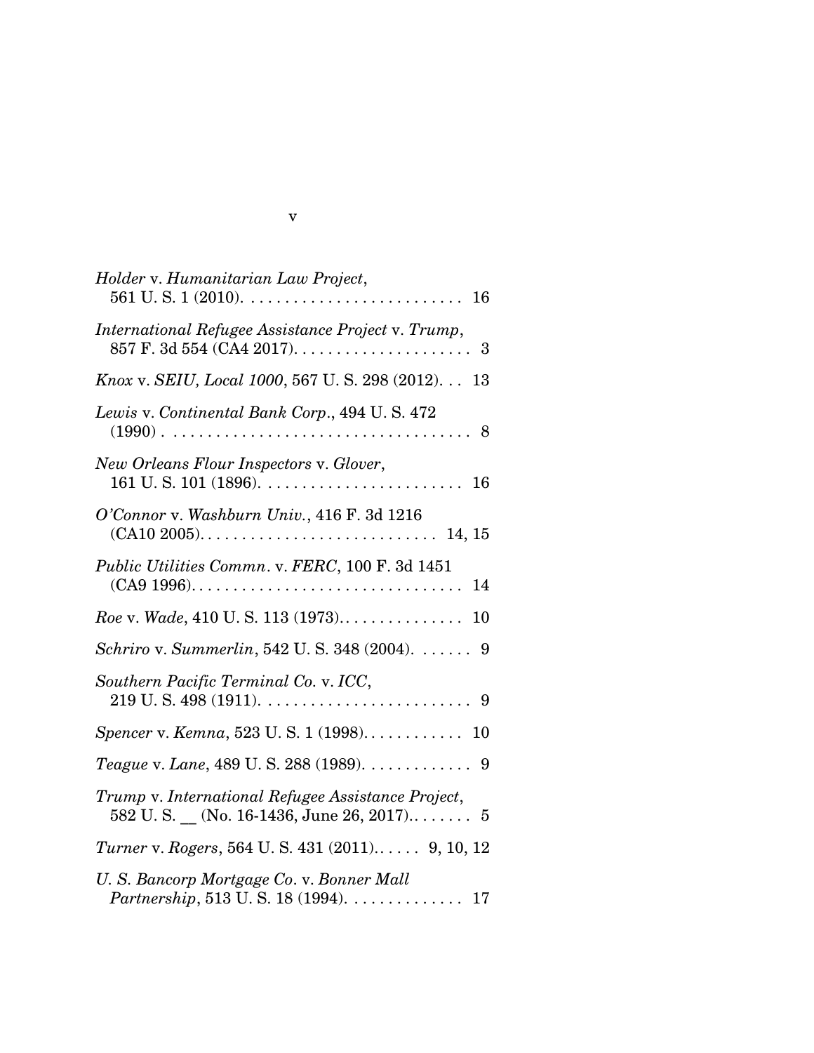*Holder* v. *Humanitarian Law Project*, 561 U. S. 1 (2010). . . . . . . . . . . . . . . . . . . . . . . . . . 16

*International Refugee Assistance Project* v. *Trump*, 857 F. 3d 554 (CA4 2017). . . . . . . . . . . . . . . . . . . . . . 3

*Knox* v. *SEIU, Local 1000*, 567 U. S. 298 (2012). . . 13

*Lewis* v. *Continental Bank Corp.*, 494 U. S. 472 (1990) . . . . . . . . . . . . . . . . . . . . . . . . . . . . . . . . . . . 8

*New Orleans Flour Inspectors* v. *Glover*, 161 U. S. 101 (1896). . . . . . . . . . . . . . . . . . . . . . . . 16

*O'Connor* v. *Washburn Univ.*, 416 F. 3d 1216 (CA10 2005). . . . . . . . . . . . . . . . . . . . . . . . . . . . 14, 15

*Public Utilities Commn.* v. *FERC*, 100 F. 3d 1451 (CA9 1996). . . . . . . . . . . . . . . . . . . . . . . . . . . . . . . . . 14

*Roe* v. *Wade*, 410 U. S. 113 (1973). . . . . . . . . . . . . . . 10

*Schriro* v. *Summerlin*, 542 U. S. 348 (2004). . . . . . . 9

*Southern Pacific Terminal Co.* v. *ICC*, 219 U. S. 498 (1911). . . . . . . . . . . . . . . . . . . . . . . . . 9

*Spencer* v. *Kemna*, 523 U. S. 1 (1998). . . . . . . . . . . . 10

*Teague* v. *Lane*, 489 U. S. 288 (1989). . . . . . . . . . . . . 9

*Trump* v. *International Refugee Assistance Project*, 582 U. S. __ (No. 16-1436, June 26, 2017). . . . . . . . 5

*Turner* v. *Rogers*, 564 U. S. 431 (2011). . . . . . 9, 10, 12

*U. S. Bancorp Mortgage Co.* v. *Bonner Mall Partnership*, 513 U. S. 18 (1994). . . . . . . . . . . . . . 17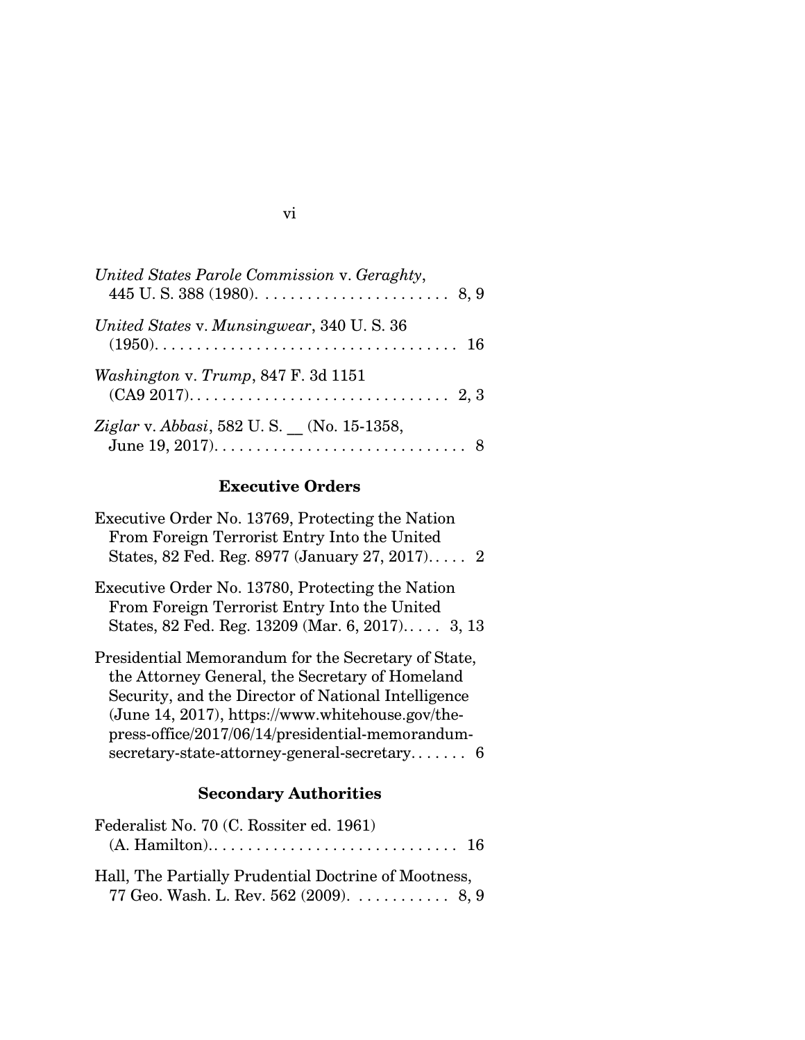*United States Parole Commission* v. *Geraghty*, 445 U. S. 388 (1980). . . . . . . . . . . . . . . . . . . . . . . 8, 9

*United States* v. *Munsingwear*, 340 U. S. 36 (1950). . . . . . . . . . . . . . . . . . . . . . . . . . . . . . . . . . . . 16

*Washington* v. *Trump*, 847 F. 3d 1151 (CA9 2017). . . . . . . . . . . . . . . . . . . . . . . . . . . . . . . 2, 3

*Ziglar* v. *Abbasi*, 582 U. S. __ (No. 15-1358, June 19, 2017). . . . . . . . . . . . . . . . . . . . . . . . . . . . . . 8

### Executive Orders

Executive Order No. 13769, Protecting the Nation From Foreign Terrorist Entry Into the United States, 82 Fed. Reg. 8977 (January 27, 2017). . . . . 2

Executive Order No. 13780, Protecting the Nation From Foreign Terrorist Entry Into the United States, 82 Fed. Reg. 13209 (Mar. 6, 2017). . . . . 3, 13

Presidential Memorandum for the Secretary of State, the Attorney General, the Secretary of Homeland Security, and the Director of National Intelligence (June 14, 2017), https://www.whitehouse.gov/the-press-office/2017/06/14/presidential-memorandum-secretary-state-attorney-general-secretary. . . . . . . 6

### Secondary Authorities

Federalist No. 70 (C. Rossiter ed. 1961) (A. Hamilton).. . . . . . . . . . . . . . . . . . . . . . . . . . . . . 16

Hall, The Partially Prudential Doctrine of Mootness, 77 Geo. Wash. L. Rev. 562 (2009). . . . . . . . . . . . 8, 9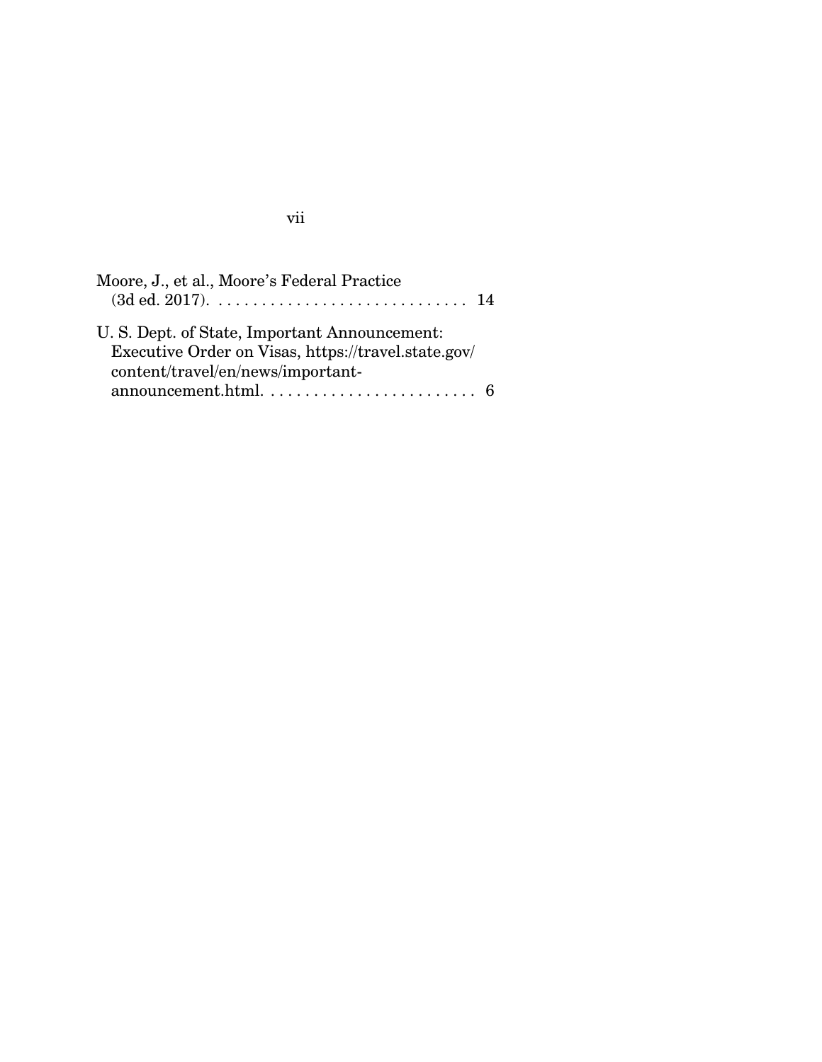Moore, J., et al., Moore's Federal Practice (3d ed. 2017). . . . . . . . . . . . . . . . . . . . . . . . . . . . . . 14

U. S. Dept. of State, Important Announcement: Executive Order on Visas, https://travel.state.gov/content/travel/en/news/important-announcement.html. . . . . . . . . . . . . . . . . . . . . . . . . 6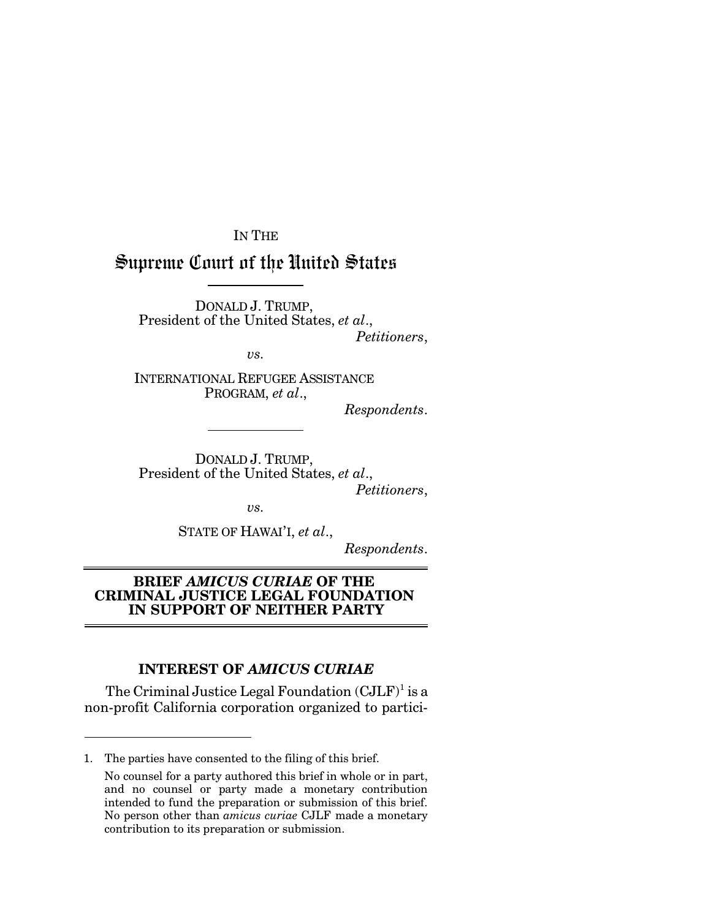IN THE

# Supreme Court of the United States

DONALD J. TRUMP,
President of the United States, *et al*.,
*Petitioners*,

*vs.*

INTERNATIONAL REFUGEE ASSISTANCE PROGRAM, *et al*.,
*Respondents*.

DONALD J. TRUMP,
President of the United States, *et al*.,
*Petitioners*,

*vs.*

STATE OF HAWAI'I, *et al*.,
*Respondents*.

## BRIEF *AMICUS CURIAE* OF THE CRIMINAL JUSTICE LEGAL FOUNDATION IN SUPPORT OF NEITHER PARTY

## INTEREST OF *AMICUS CURIAE*

The Criminal Justice Legal Foundation (CJLF)[1] is a non-profit California corporation organized to partici-

1. The parties have consented to the filing of this brief.

No counsel for a party authored this brief in whole or in part, and no counsel or party made a monetary contribution intended to fund the preparation or submission of this brief. No person other than *amicus curiae* CJLF made a monetary contribution to its preparation or submission.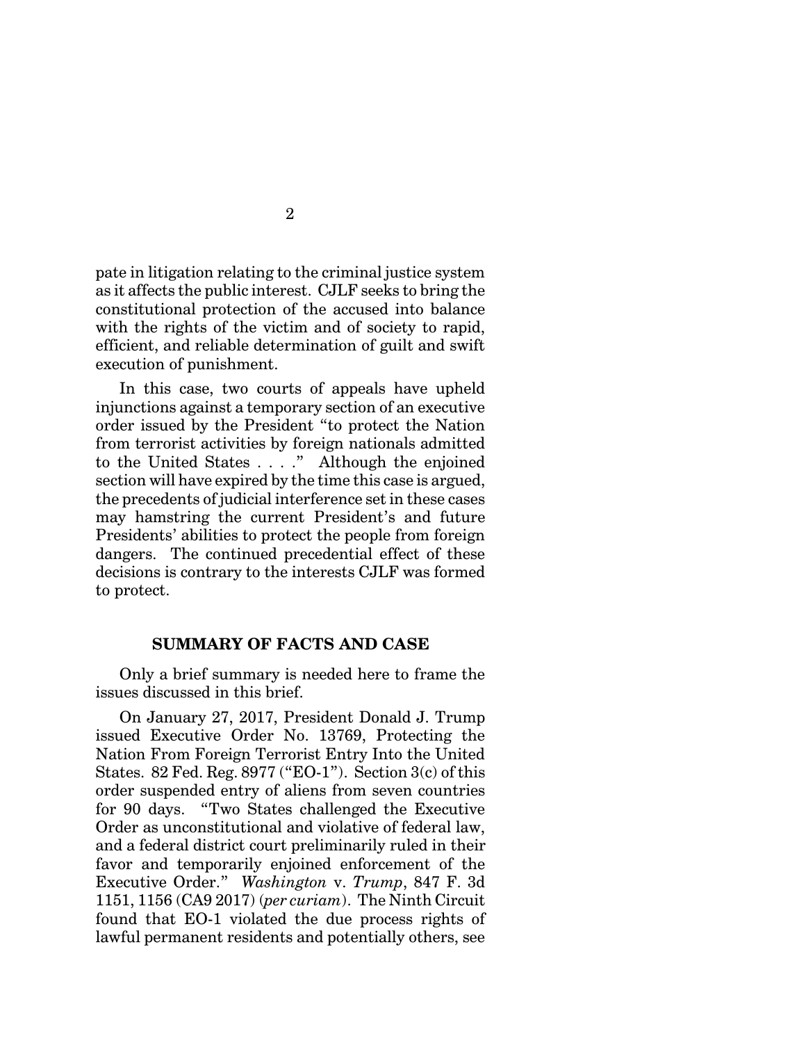pate in litigation relating to the criminal justice system as it affects the public interest. CJLF seeks to bring the constitutional protection of the accused into balance with the rights of the victim and of society to rapid, efficient, and reliable determination of guilt and swift execution of punishment.

In this case, two courts of appeals have upheld injunctions against a temporary section of an executive order issued by the President "to protect the Nation from terrorist activities by foreign nationals admitted to the United States . . . ." Although the enjoined section will have expired by the time this case is argued, the precedents of judicial interference set in these cases may hamstring the current President's and future Presidents' abilities to protect the people from foreign dangers. The continued precedential effect of these decisions is contrary to the interests CJLF was formed to protect.

## SUMMARY OF FACTS AND CASE

Only a brief summary is needed here to frame the issues discussed in this brief.

On January 27, 2017, President Donald J. Trump issued Executive Order No. 13769, Protecting the Nation From Foreign Terrorist Entry Into the United States. 82 Fed. Reg. 8977 ("EO-1"). Section 3(c) of this order suspended entry of aliens from seven countries for 90 days. "Two States challenged the Executive Order as unconstitutional and violative of federal law, and a federal district court preliminarily ruled in their favor and temporarily enjoined enforcement of the Executive Order." *Washington* v. *Trump*, 847 F. 3d 1151, 1156 (CA9 2017) (*per curiam*). The Ninth Circuit found that EO-1 violated the due process rights of lawful permanent residents and potentially others, see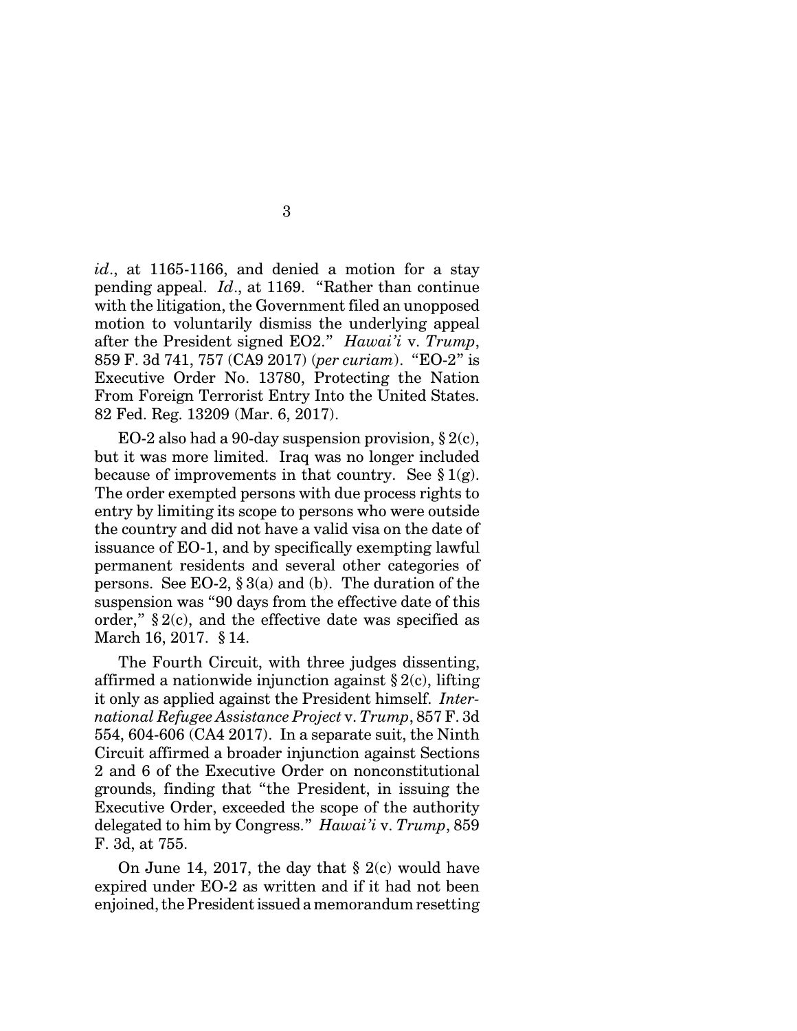*id*., at 1165-1166, and denied a motion for a stay pending appeal. *Id*., at 1169. "Rather than continue with the litigation, the Government filed an unopposed motion to voluntarily dismiss the underlying appeal after the President signed EO2." *Hawai'i* v. *Trump*, 859 F. 3d 741, 757 (CA9 2017) (*per curiam*). "EO-2" is Executive Order No. 13780, Protecting the Nation From Foreign Terrorist Entry Into the United States. 82 Fed. Reg. 13209 (Mar. 6, 2017).

EO-2 also had a 90-day suspension provision, § 2(c), but it was more limited. Iraq was no longer included because of improvements in that country. See § 1(g). The order exempted persons with due process rights to entry by limiting its scope to persons who were outside the country and did not have a valid visa on the date of issuance of EO-1, and by specifically exempting lawful permanent residents and several other categories of persons. See EO-2, § 3(a) and (b). The duration of the suspension was "90 days from the effective date of this order," § 2(c), and the effective date was specified as March 16, 2017. § 14.

The Fourth Circuit, with three judges dissenting, affirmed a nationwide injunction against § 2(c), lifting it only as applied against the President himself. *International Refugee Assistance Project* v. *Trump*, 857 F. 3d 554, 604-606 (CA4 2017). In a separate suit, the Ninth Circuit affirmed a broader injunction against Sections 2 and 6 of the Executive Order on nonconstitutional grounds, finding that "the President, in issuing the Executive Order, exceeded the scope of the authority delegated to him by Congress." *Hawai'i* v. *Trump*, 859 F. 3d, at 755.

On June 14, 2017, the day that § 2(c) would have expired under EO-2 as written and if it had not been enjoined, the President issued a memorandum resetting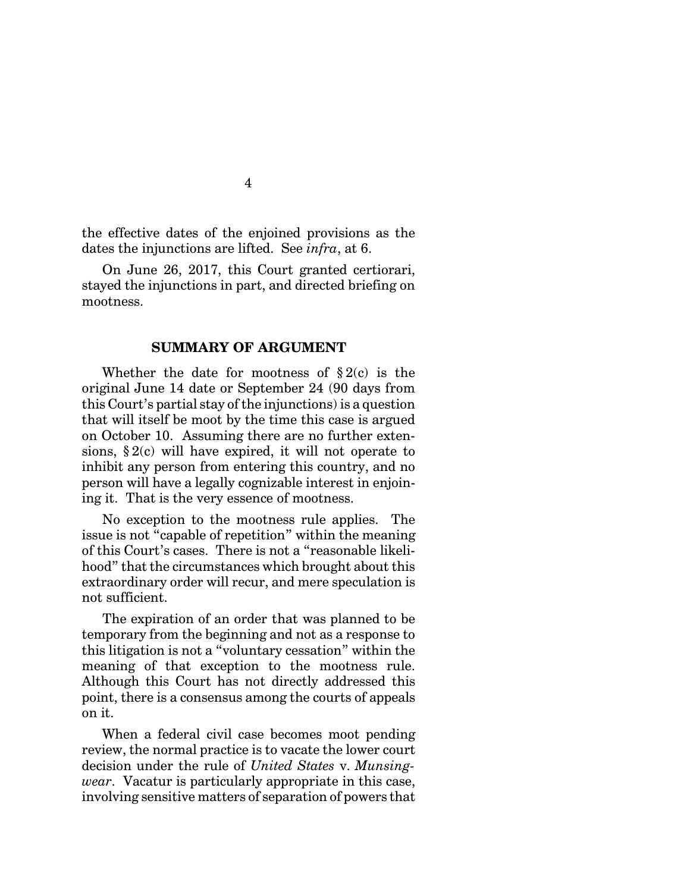the effective dates of the enjoined provisions as the dates the injunctions are lifted. See *infra*, at 6.

On June 26, 2017, this Court granted certiorari, stayed the injunctions in part, and directed briefing on mootness.

## SUMMARY OF ARGUMENT

Whether the date for mootness of § 2(c) is the original June 14 date or September 24 (90 days from this Court's partial stay of the injunctions) is a question that will itself be moot by the time this case is argued on October 10. Assuming there are no further extensions, § 2(c) will have expired, it will not operate to inhibit any person from entering this country, and no person will have a legally cognizable interest in enjoining it. That is the very essence of mootness.

No exception to the mootness rule applies. The issue is not "capable of repetition" within the meaning of this Court's cases. There is not a "reasonable likelihood" that the circumstances which brought about this extraordinary order will recur, and mere speculation is not sufficient.

The expiration of an order that was planned to be temporary from the beginning and not as a response to this litigation is not a "voluntary cessation" within the meaning of that exception to the mootness rule. Although this Court has not directly addressed this point, there is a consensus among the courts of appeals on it.

When a federal civil case becomes moot pending review, the normal practice is to vacate the lower court decision under the rule of *United States* v. *Munsingwear*. Vacatur is particularly appropriate in this case, involving sensitive matters of separation of powers that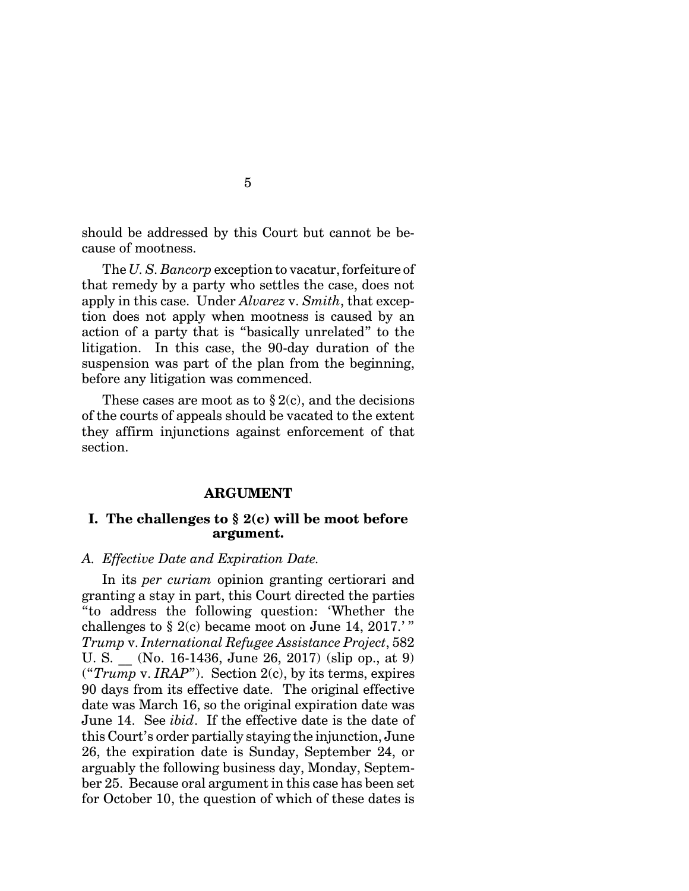should be addressed by this Court but cannot be because of mootness.

The *U. S. Bancorp* exception to vacatur, forfeiture of that remedy by a party who settles the case, does not apply in this case. Under *Alvarez* v. *Smith*, that exception does not apply when mootness is caused by an action of a party that is "basically unrelated" to the litigation. In this case, the 90-day duration of the suspension was part of the plan from the beginning, before any litigation was commenced.

These cases are moot as to § 2(c), and the decisions of the courts of appeals should be vacated to the extent they affirm injunctions against enforcement of that section.

## ARGUMENT

### I. The challenges to § 2(c) will be moot before argument.

*A. Effective Date and Expiration Date.*

In its *per curiam* opinion granting certiorari and granting a stay in part, this Court directed the parties "to address the following question: 'Whether the challenges to § 2(c) became moot on June 14, 2017.' " *Trump* v. *International Refugee Assistance Project*, 582 U. S. __ (No. 16-1436, June 26, 2017) (slip op., at 9) ("*Trump* v. *IRAP*"). Section 2(c), by its terms, expires 90 days from its effective date. The original effective date was March 16, so the original expiration date was June 14. See *ibid*. If the effective date is the date of this Court's order partially staying the injunction, June 26, the expiration date is Sunday, September 24, or arguably the following business day, Monday, September 25. Because oral argument in this case has been set for October 10, the question of which of these dates is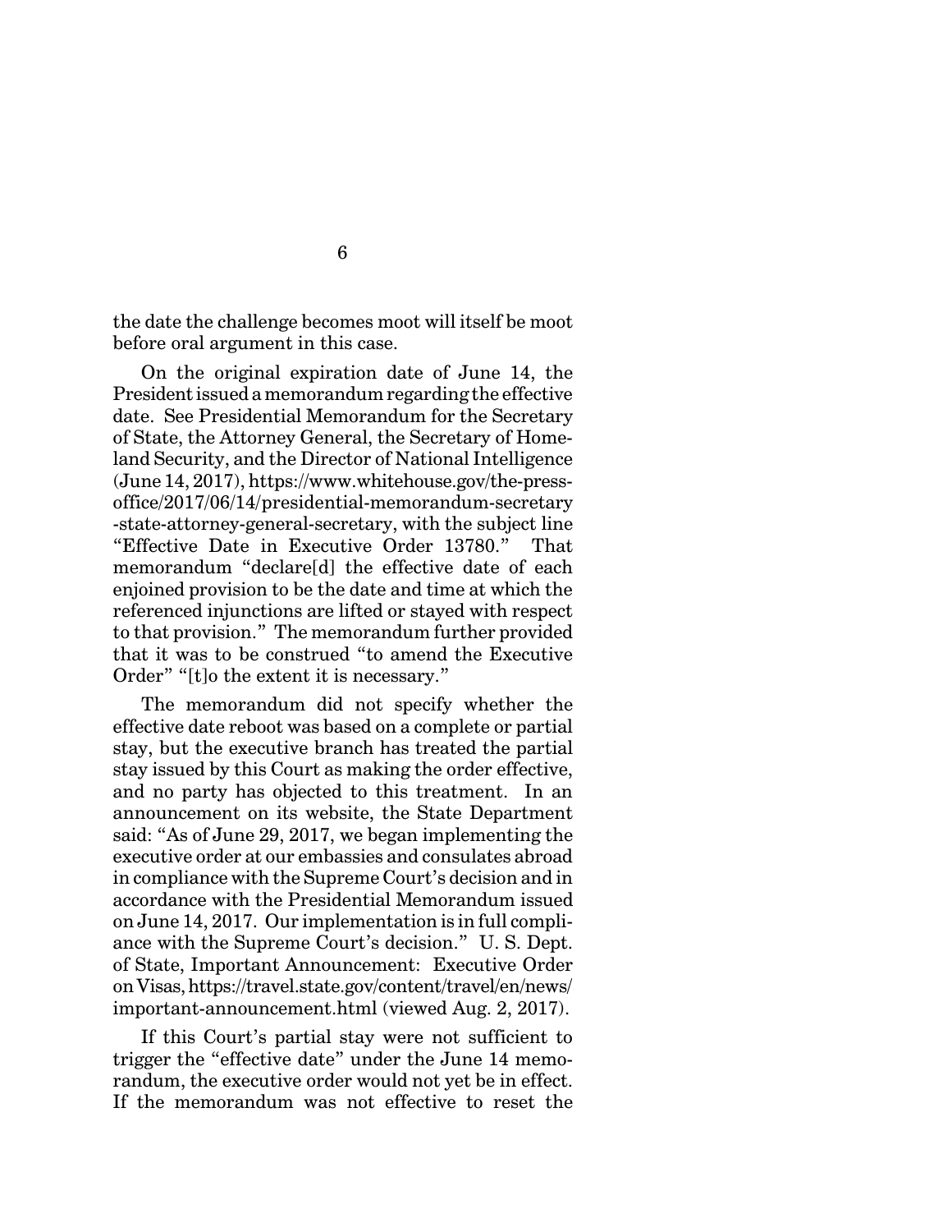the date the challenge becomes moot will itself be moot before oral argument in this case.

On the original expiration date of June 14, the President issued a memorandum regarding the effective date. See Presidential Memorandum for the Secretary of State, the Attorney General, the Secretary of Homeland Security, and the Director of National Intelligence (June 14, 2017), https://www.whitehouse.gov/the-press-office/2017/06/14/presidential-memorandum-secretary-state-attorney-general-secretary, with the subject line "Effective Date in Executive Order 13780." That memorandum "declare[d] the effective date of each enjoined provision to be the date and time at which the referenced injunctions are lifted or stayed with respect to that provision." The memorandum further provided that it was to be construed "to amend the Executive Order" "[t]o the extent it is necessary."

The memorandum did not specify whether the effective date reboot was based on a complete or partial stay, but the executive branch has treated the partial stay issued by this Court as making the order effective, and no party has objected to this treatment. In an announcement on its website, the State Department said: "As of June 29, 2017, we began implementing the executive order at our embassies and consulates abroad in compliance with the Supreme Court's decision and in accordance with the Presidential Memorandum issued on June 14, 2017. Our implementation is in full compliance with the Supreme Court's decision." U. S. Dept. of State, Important Announcement: Executive Order on Visas, https://travel.state.gov/content/travel/en/news/important-announcement.html (viewed Aug. 2, 2017).

If this Court's partial stay were not sufficient to trigger the "effective date" under the June 14 memorandum, the executive order would not yet be in effect. If the memorandum was not effective to reset the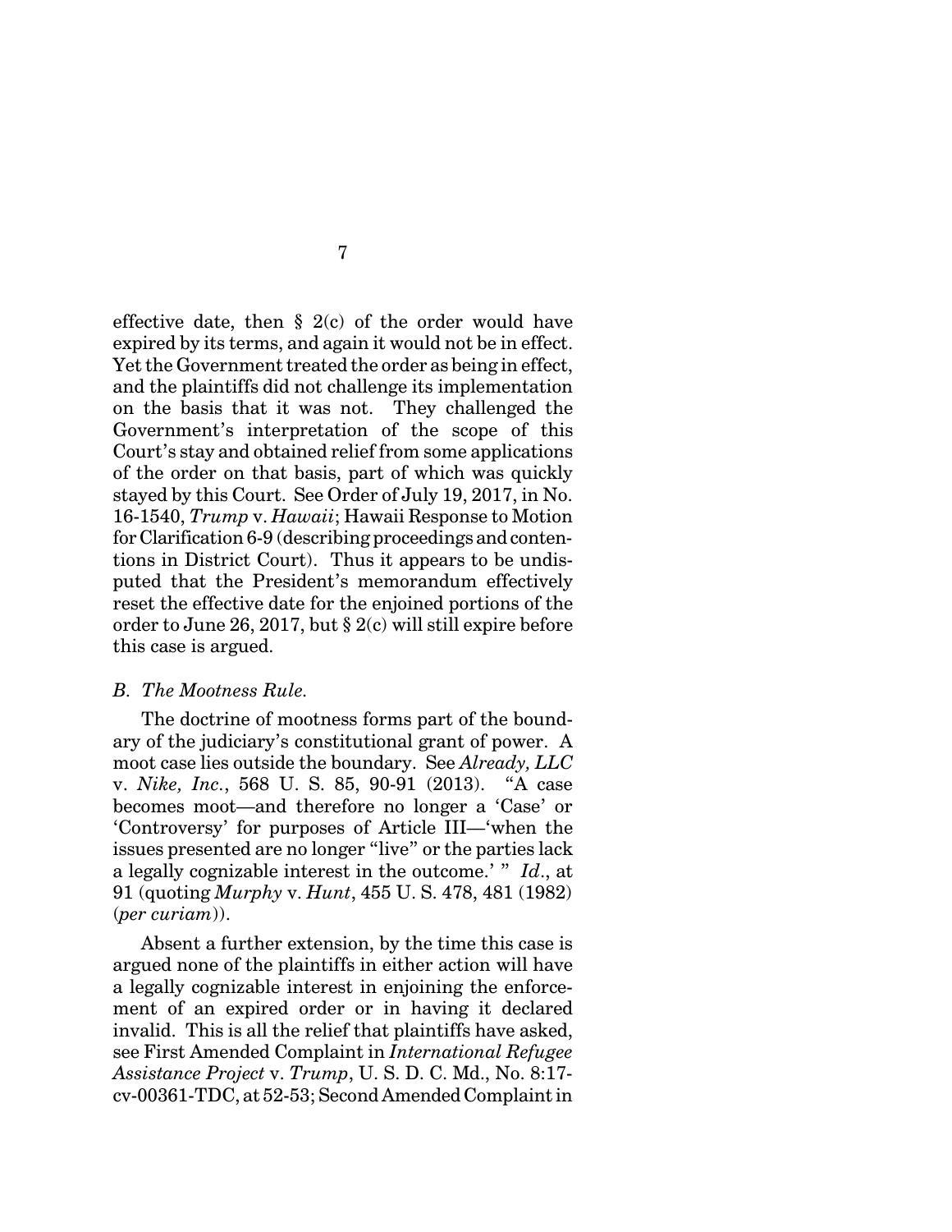effective date, then § 2(c) of the order would have expired by its terms, and again it would not be in effect. Yet the Government treated the order as being in effect, and the plaintiffs did not challenge its implementation on the basis that it was not. They challenged the Government's interpretation of the scope of this Court's stay and obtained relief from some applications of the order on that basis, part of which was quickly stayed by this Court. See Order of July 19, 2017, in No. 16-1540, *Trump* v. *Hawaii*; Hawaii Response to Motion for Clarification 6-9 (describing proceedings and contentions in District Court). Thus it appears to be undisputed that the President's memorandum effectively reset the effective date for the enjoined portions of the order to June 26, 2017, but § 2(c) will still expire before this case is argued.

### *B. The Mootness Rule.*

The doctrine of mootness forms part of the boundary of the judiciary's constitutional grant of power. A moot case lies outside the boundary. See *Already, LLC* v. *Nike, Inc.*, 568 U. S. 85, 90-91 (2013). "A case becomes moot—and therefore no longer a 'Case' or 'Controversy' for purposes of Article III—'when the issues presented are no longer "live" or the parties lack a legally cognizable interest in the outcome.' " *Id*., at 91 (quoting *Murphy* v. *Hunt*, 455 U. S. 478, 481 (1982) (*per curiam*)).

Absent a further extension, by the time this case is argued none of the plaintiffs in either action will have a legally cognizable interest in enjoining the enforcement of an expired order or in having it declared invalid. This is all the relief that plaintiffs have asked, see First Amended Complaint in *International Refugee Assistance Project* v. *Trump*, U. S. D. C. Md., No. 8:17-cv-00361-TDC, at 52-53; Second Amended Complaint in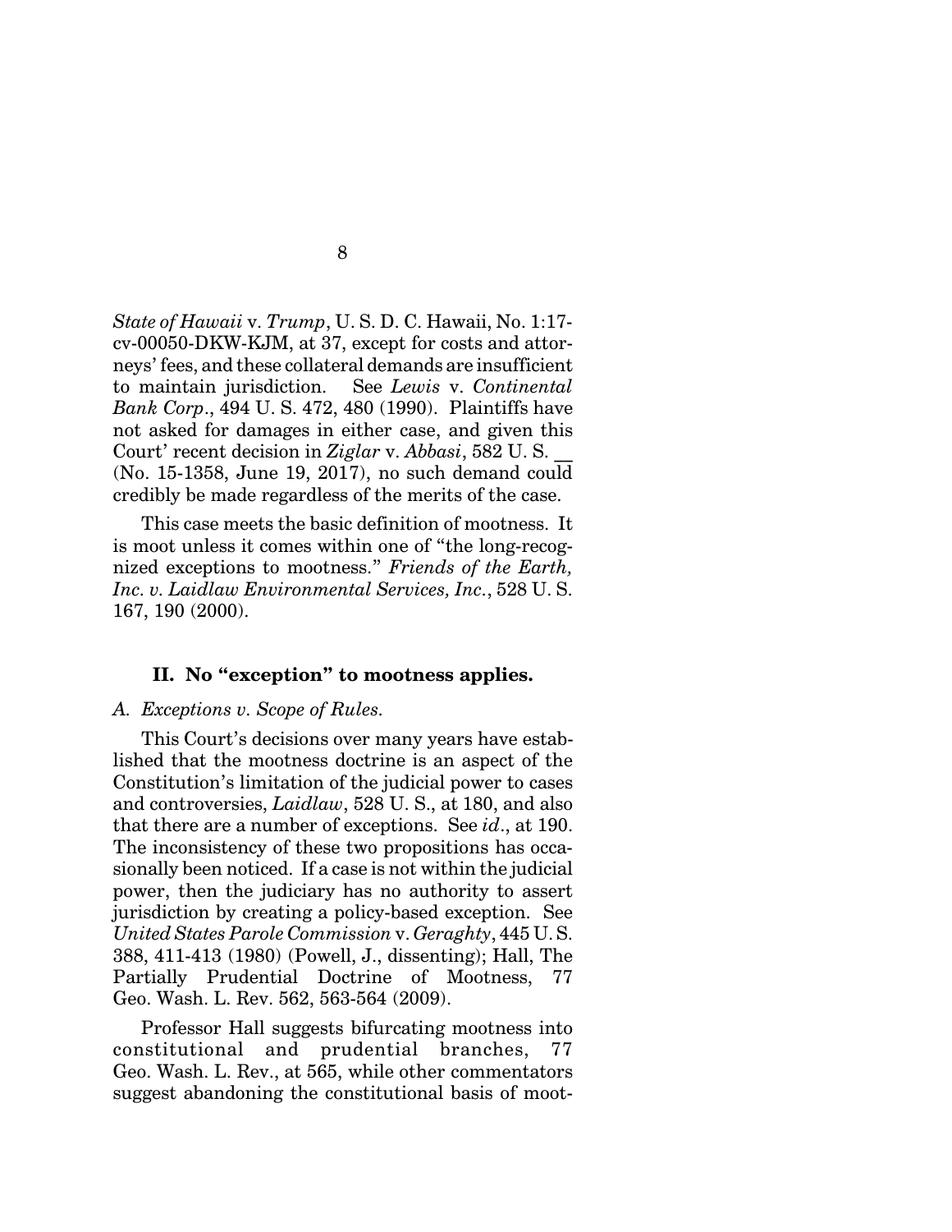*State of Hawaii* v. *Trump*, U. S. D. C. Hawaii, No. 1:17-cv-00050-DKW-KJM, at 37, except for costs and attorneys' fees, and these collateral demands are insufficient to maintain jurisdiction. See *Lewis* v. *Continental Bank Corp*., 494 U. S. 472, 480 (1990). Plaintiffs have not asked for damages in either case, and given this Court' recent decision in *Ziglar* v. *Abbasi*, 582 U. S. __ (No. 15-1358, June 19, 2017), no such demand could credibly be made regardless of the merits of the case.

This case meets the basic definition of mootness. It is moot unless it comes within one of "the long-recognized exceptions to mootness." *Friends of the Earth, Inc. v. Laidlaw Environmental Services, Inc*., 528 U. S. 167, 190 (2000).

## II. No "exception" to mootness applies.

### *A. Exceptions v. Scope of Rules.*

This Court's decisions over many years have established that the mootness doctrine is an aspect of the Constitution's limitation of the judicial power to cases and controversies, *Laidlaw*, 528 U. S., at 180, and also that there are a number of exceptions. See *id*., at 190. The inconsistency of these two propositions has occasionally been noticed. If a case is not within the judicial power, then the judiciary has no authority to assert jurisdiction by creating a policy-based exception. See *United States Parole Commission* v. *Geraghty*, 445 U. S. 388, 411-413 (1980) (Powell, J., dissenting); Hall, The Partially Prudential Doctrine of Mootness, 77 Geo. Wash. L. Rev. 562, 563-564 (2009).

Professor Hall suggests bifurcating mootness into constitutional and prudential branches, 77 Geo. Wash. L. Rev., at 565, while other commentators suggest abandoning the constitutional basis of moot-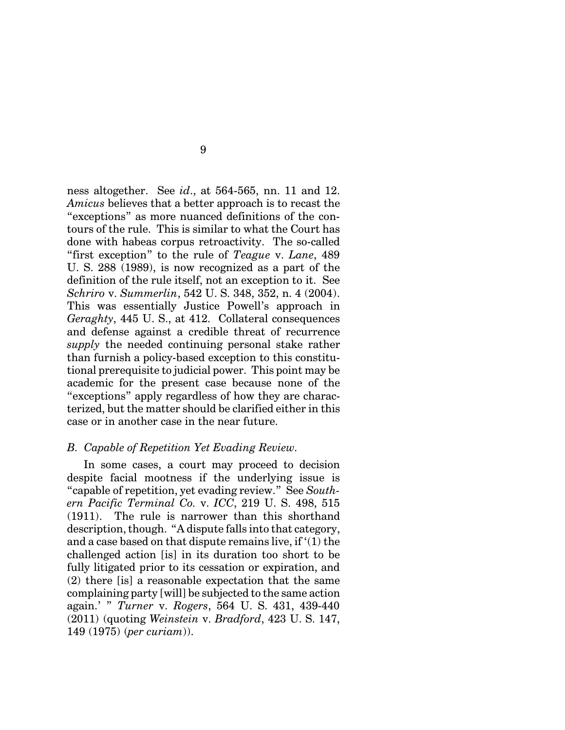ness altogether. See *id*., at 564-565, nn. 11 and 12. *Amicus* believes that a better approach is to recast the "exceptions" as more nuanced definitions of the contours of the rule. This is similar to what the Court has done with habeas corpus retroactivity. The so-called "first exception" to the rule of *Teague* v. *Lane*, 489 U. S. 288 (1989), is now recognized as a part of the definition of the rule itself, not an exception to it. See *Schriro* v. *Summerlin*, 542 U. S. 348, 352, n. 4 (2004). This was essentially Justice Powell's approach in *Geraghty*, 445 U. S., at 412. Collateral consequences and defense against a credible threat of recurrence *supply* the needed continuing personal stake rather than furnish a policy-based exception to this constitutional prerequisite to judicial power. This point may be academic for the present case because none of the "exceptions" apply regardless of how they are characterized, but the matter should be clarified either in this case or in another case in the near future.

### *B. Capable of Repetition Yet Evading Review.*

In some cases, a court may proceed to decision despite facial mootness if the underlying issue is "capable of repetition, yet evading review." See *Southern Pacific Terminal Co.* v. *ICC*, 219 U. S. 498, 515 (1911). The rule is narrower than this shorthand description, though. "A dispute falls into that category, and a case based on that dispute remains live, if '(1) the challenged action [is] in its duration too short to be fully litigated prior to its cessation or expiration, and (2) there [is] a reasonable expectation that the same complaining party [will] be subjected to the same action again.' " *Turner* v. *Rogers*, 564 U. S. 431, 439-440 (2011) (quoting *Weinstein* v. *Bradford*, 423 U. S. 147, 149 (1975) (*per curiam*)).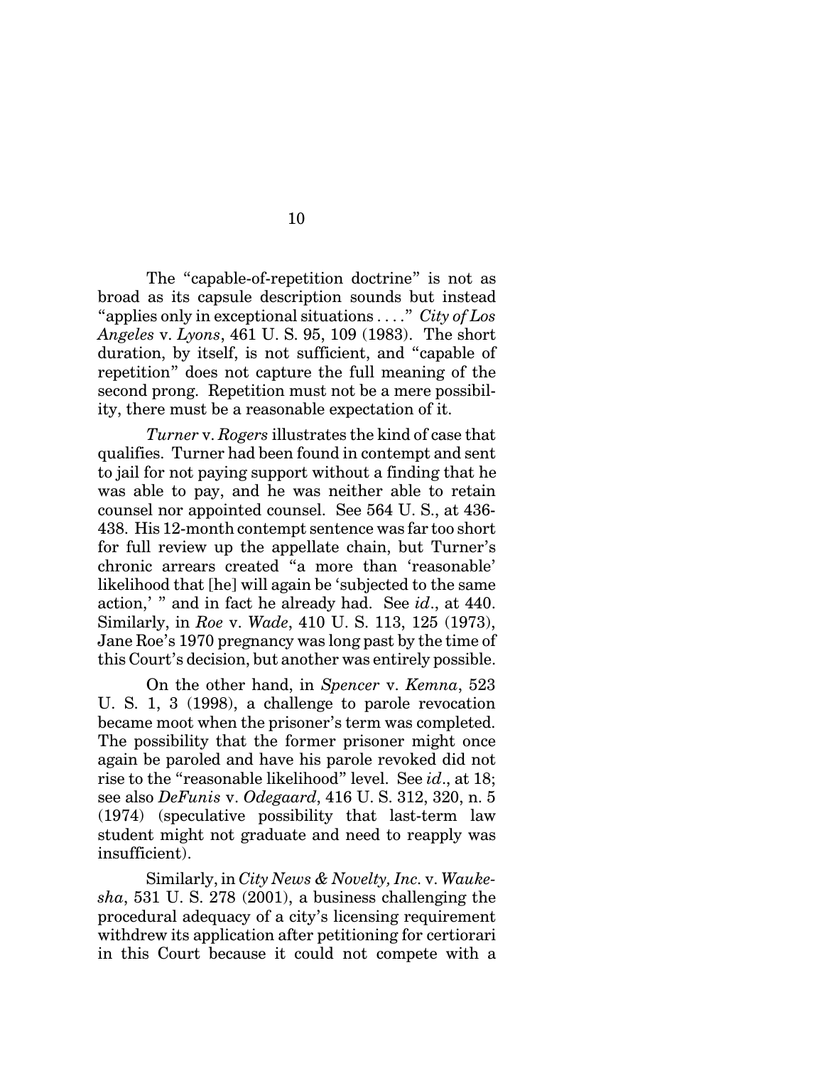The "capable-of-repetition doctrine" is not as broad as its capsule description sounds but instead "applies only in exceptional situations . . . ." *City of Los Angeles* v. *Lyons*, 461 U. S. 95, 109 (1983). The short duration, by itself, is not sufficient, and "capable of repetition" does not capture the full meaning of the second prong. Repetition must not be a mere possibility, there must be a reasonable expectation of it.

*Turner* v. *Rogers* illustrates the kind of case that qualifies. Turner had been found in contempt and sent to jail for not paying support without a finding that he was able to pay, and he was neither able to retain counsel nor appointed counsel. See 564 U. S., at 436-438. His 12-month contempt sentence was far too short for full review up the appellate chain, but Turner's chronic arrears created "a more than 'reasonable' likelihood that [he] will again be 'subjected to the same action,' " and in fact he already had. See *id*., at 440. Similarly, in *Roe* v. *Wade*, 410 U. S. 113, 125 (1973), Jane Roe's 1970 pregnancy was long past by the time of this Court's decision, but another was entirely possible.

On the other hand, in *Spencer* v. *Kemna*, 523 U. S. 1, 3 (1998), a challenge to parole revocation became moot when the prisoner's term was completed. The possibility that the former prisoner might once again be paroled and have his parole revoked did not rise to the "reasonable likelihood" level. See *id*., at 18; see also *DeFunis* v. *Odegaard*, 416 U. S. 312, 320, n. 5 (1974) (speculative possibility that last-term law student might not graduate and need to reapply was insufficient).

Similarly, in *City News & Novelty, Inc.* v. *Waukesha*, 531 U. S. 278 (2001), a business challenging the procedural adequacy of a city's licensing requirement withdrew its application after petitioning for certiorari in this Court because it could not compete with a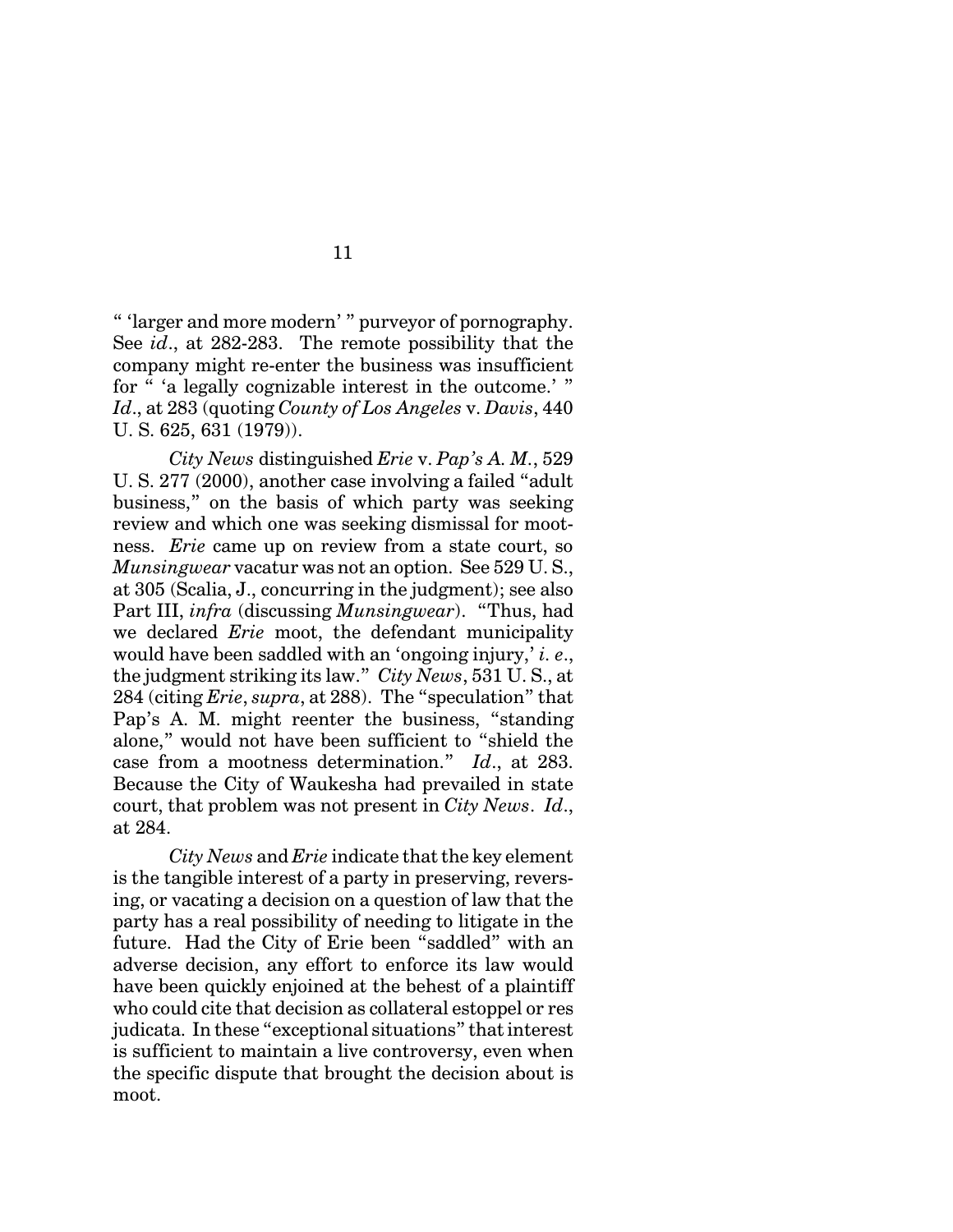" 'larger and more modern' " purveyor of pornography. See *id*., at 282-283. The remote possibility that the company might re-enter the business was insufficient for " 'a legally cognizable interest in the outcome.' " *Id*., at 283 (quoting *County of Los Angeles* v. *Davis*, 440 U. S. 625, 631 (1979)).

*City News* distinguished *Erie* v. *Pap's A. M*., 529 U. S. 277 (2000), another case involving a failed "adult business," on the basis of which party was seeking review and which one was seeking dismissal for mootness. *Erie* came up on review from a state court, so *Munsingwear* vacatur was not an option. See 529 U. S., at 305 (Scalia, J., concurring in the judgment); see also Part III, *infra* (discussing *Munsingwear*). "Thus, had we declared *Erie* moot, the defendant municipality would have been saddled with an 'ongoing injury,' *i. e*., the judgment striking its law." *City News*, 531 U. S., at 284 (citing *Erie*, *supra*, at 288). The "speculation" that Pap's A. M. might reenter the business, "standing alone," would not have been sufficient to "shield the case from a mootness determination." *Id*., at 283. Because the City of Waukesha had prevailed in state court, that problem was not present in *City News*. *Id*., at 284.

*City News* and *Erie* indicate that the key element is the tangible interest of a party in preserving, reversing, or vacating a decision on a question of law that the party has a real possibility of needing to litigate in the future. Had the City of Erie been "saddled" with an adverse decision, any effort to enforce its law would have been quickly enjoined at the behest of a plaintiff who could cite that decision as collateral estoppel or res judicata. In these "exceptional situations" that interest is sufficient to maintain a live controversy, even when the specific dispute that brought the decision about is moot.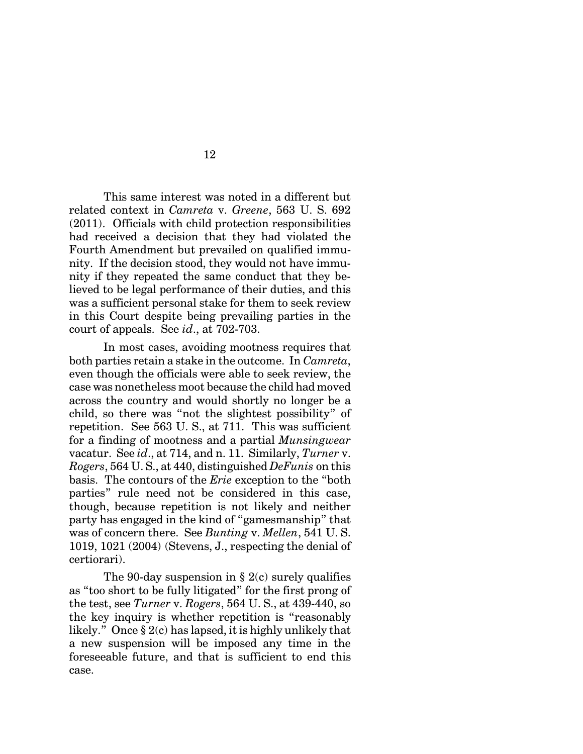This same interest was noted in a different but related context in *Camreta* v. *Greene*, 563 U. S. 692 (2011). Officials with child protection responsibilities had received a decision that they had violated the Fourth Amendment but prevailed on qualified immunity. If the decision stood, they would not have immunity if they repeated the same conduct that they believed to be legal performance of their duties, and this was a sufficient personal stake for them to seek review in this Court despite being prevailing parties in the court of appeals. See *id*., at 702-703.

In most cases, avoiding mootness requires that both parties retain a stake in the outcome. In *Camreta*, even though the officials were able to seek review, the case was nonetheless moot because the child had moved across the country and would shortly no longer be a child, so there was "not the slightest possibility" of repetition. See 563 U. S., at 711. This was sufficient for a finding of mootness and a partial *Munsingwear* vacatur. See *id*., at 714, and n. 11. Similarly, *Turner* v. *Rogers*, 564 U. S., at 440, distinguished *DeFunis* on this basis. The contours of the *Erie* exception to the "both parties" rule need not be considered in this case, though, because repetition is not likely and neither party has engaged in the kind of "gamesmanship" that was of concern there. See *Bunting* v. *Mellen*, 541 U. S. 1019, 1021 (2004) (Stevens, J., respecting the denial of certiorari).

The 90-day suspension in § 2(c) surely qualifies as "too short to be fully litigated" for the first prong of the test, see *Turner* v. *Rogers*, 564 U. S., at 439-440, so the key inquiry is whether repetition is "reasonably likely." Once § 2(c) has lapsed, it is highly unlikely that a new suspension will be imposed any time in the foreseeable future, and that is sufficient to end this case.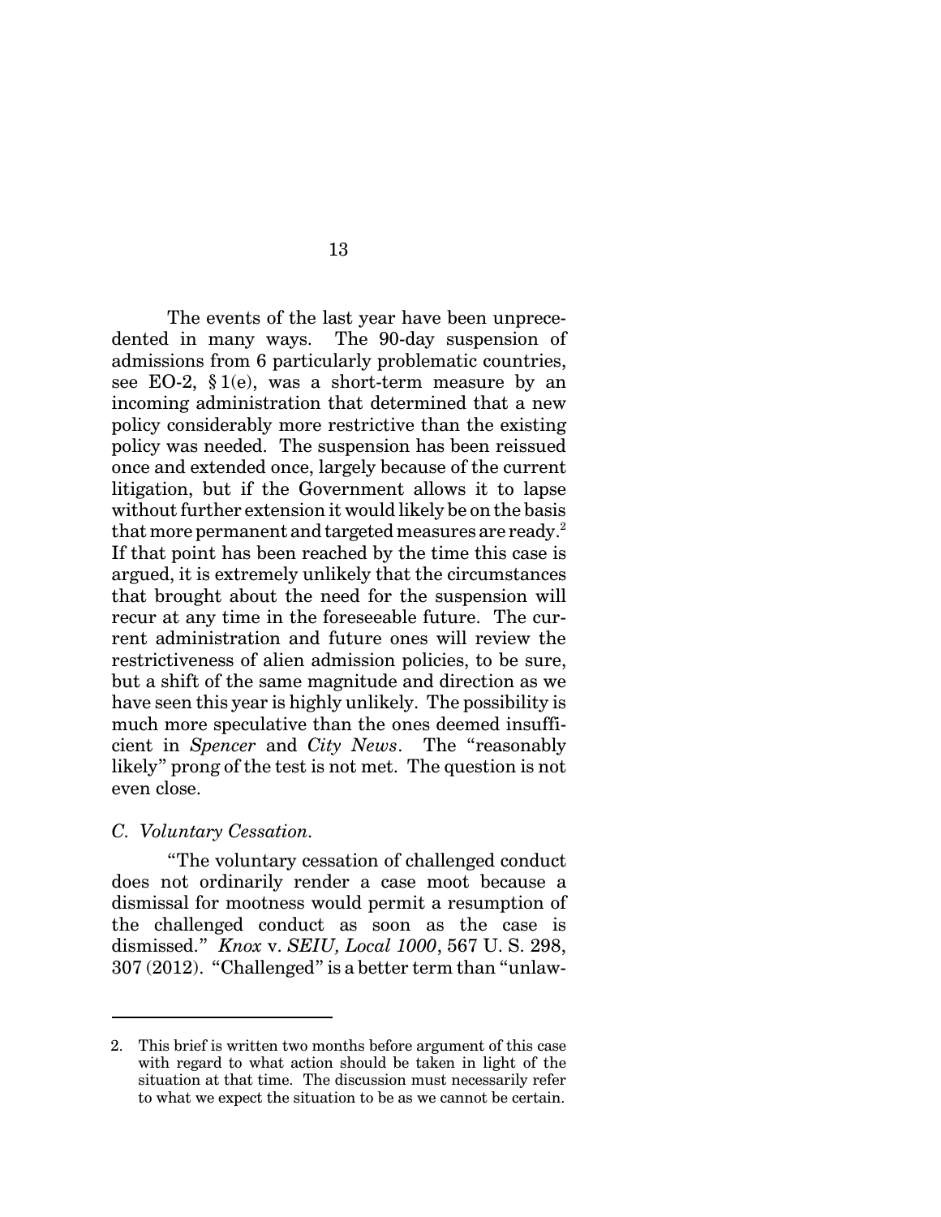The events of the last year have been unprecedented in many ways. The 90-day suspension of admissions from 6 particularly problematic countries, see EO-2, § 1(e), was a short-term measure by an incoming administration that determined that a new policy considerably more restrictive than the existing policy was needed. The suspension has been reissued once and extended once, largely because of the current litigation, but if the Government allows it to lapse without further extension it would likely be on the basis that more permanent and targeted measures are ready.[2] If that point has been reached by the time this case is argued, it is extremely unlikely that the circumstances that brought about the need for the suspension will recur at any time in the foreseeable future. The current administration and future ones will review the restrictiveness of alien admission policies, to be sure, but a shift of the same magnitude and direction as we have seen this year is highly unlikely. The possibility is much more speculative than the ones deemed insufficient in *Spencer* and *City News*. The "reasonably likely" prong of the test is not met. The question is not even close.

### *C. Voluntary Cessation.*

"The voluntary cessation of challenged conduct does not ordinarily render a case moot because a dismissal for mootness would permit a resumption of the challenged conduct as soon as the case is dismissed." *Knox* v. *SEIU, Local 1000*, 567 U. S. 298, 307 (2012). "Challenged" is a better term than "unlaw-

---

2. This brief is written two months before argument of this case with regard to what action should be taken in light of the situation at that time. The discussion must necessarily refer to what we expect the situation to be as we cannot be certain.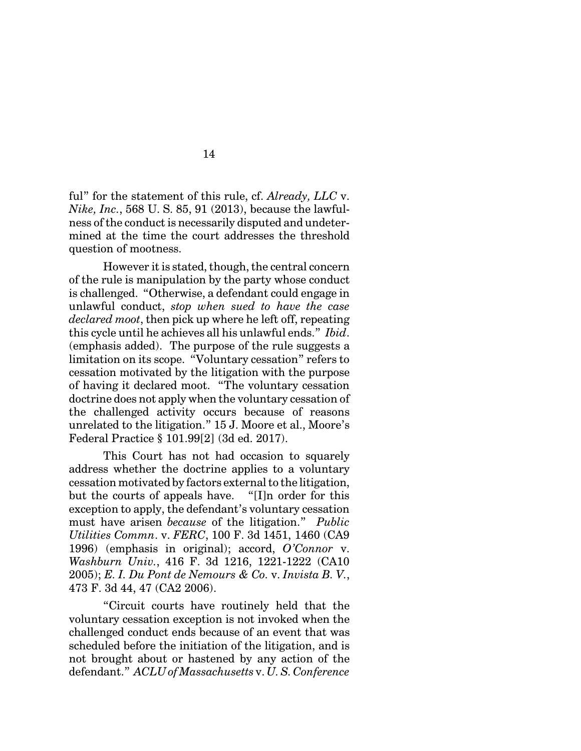ful" for the statement of this rule, cf. *Already, LLC* v. *Nike, Inc.*, 568 U. S. 85, 91 (2013), because the lawfulness of the conduct is necessarily disputed and undetermined at the time the court addresses the threshold question of mootness.

However it is stated, though, the central concern of the rule is manipulation by the party whose conduct is challenged. "Otherwise, a defendant could engage in unlawful conduct, *stop when sued to have the case declared moot*, then pick up where he left off, repeating this cycle until he achieves all his unlawful ends." *Ibid*. (emphasis added). The purpose of the rule suggests a limitation on its scope. "Voluntary cessation" refers to cessation motivated by the litigation with the purpose of having it declared moot. "The voluntary cessation doctrine does not apply when the voluntary cessation of the challenged activity occurs because of reasons unrelated to the litigation." 15 J. Moore et al., Moore's Federal Practice § 101.99[2] (3d ed. 2017).

This Court has not had occasion to squarely address whether the doctrine applies to a voluntary cessation motivated by factors external to the litigation, but the courts of appeals have. "[I]n order for this exception to apply, the defendant's voluntary cessation must have arisen *because* of the litigation." *Public Utilities Commn.* v. *FERC*, 100 F. 3d 1451, 1460 (CA9 1996) (emphasis in original); accord, *O'Connor* v. *Washburn Univ.*, 416 F. 3d 1216, 1221-1222 (CA10 2005); *E. I. Du Pont de Nemours & Co.* v. *Invista B. V.*, 473 F. 3d 44, 47 (CA2 2006).

"Circuit courts have routinely held that the voluntary cessation exception is not invoked when the challenged conduct ends because of an event that was scheduled before the initiation of the litigation, and is not brought about or hastened by any action of the defendant." *ACLU of Massachusetts* v. *U. S. Conference*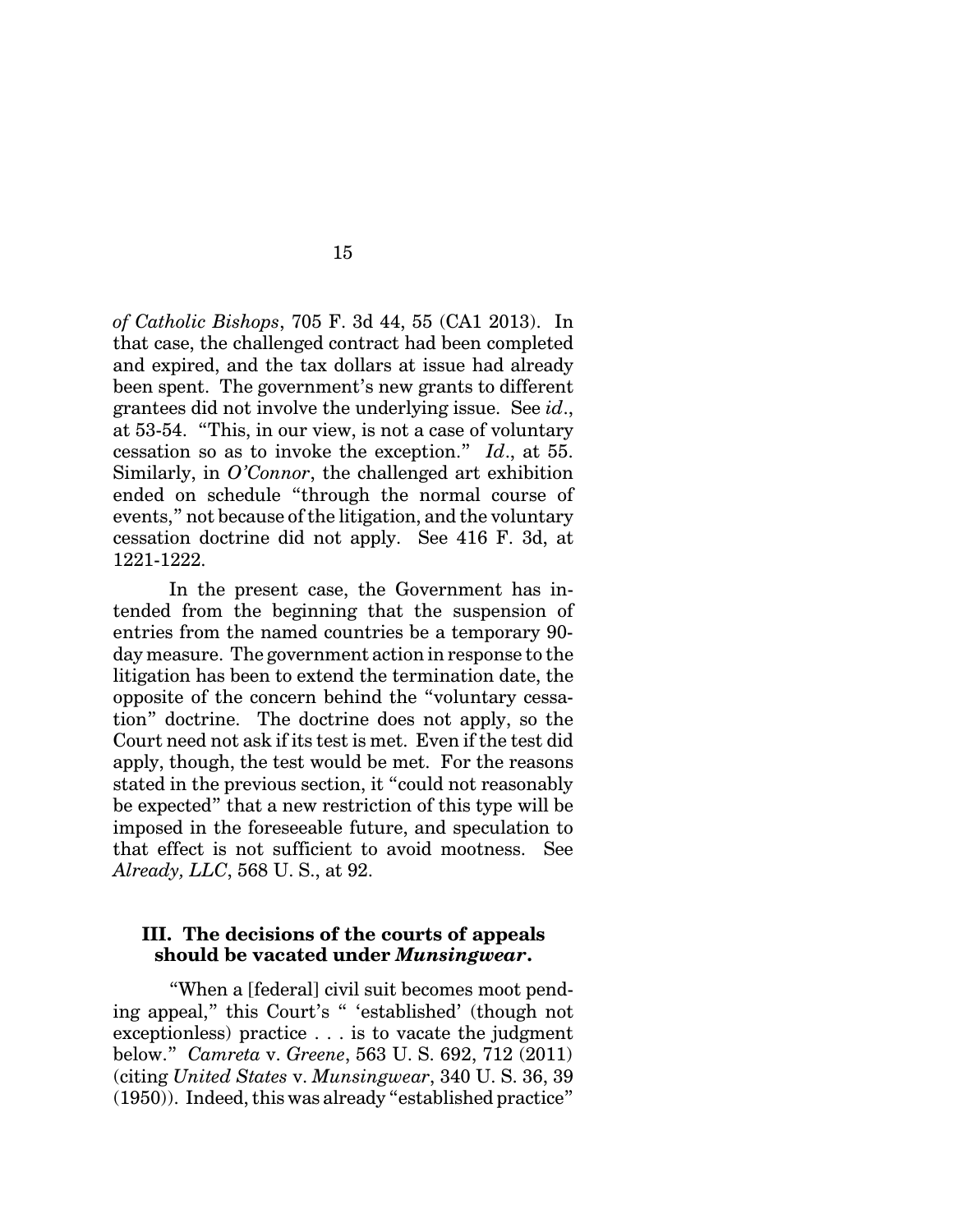*of Catholic Bishops*, 705 F. 3d 44, 55 (CA1 2013). In that case, the challenged contract had been completed and expired, and the tax dollars at issue had already been spent. The government's new grants to different grantees did not involve the underlying issue. See *id*., at 53-54. "This, in our view, is not a case of voluntary cessation so as to invoke the exception." *Id*., at 55. Similarly, in *O'Connor*, the challenged art exhibition ended on schedule "through the normal course of events," not because of the litigation, and the voluntary cessation doctrine did not apply. See 416 F. 3d, at 1221-1222.

In the present case, the Government has intended from the beginning that the suspension of entries from the named countries be a temporary 90-day measure. The government action in response to the litigation has been to extend the termination date, the opposite of the concern behind the "voluntary cessation" doctrine. The doctrine does not apply, so the Court need not ask if its test is met. Even if the test did apply, though, the test would be met. For the reasons stated in the previous section, it "could not reasonably be expected" that a new restriction of this type will be imposed in the foreseeable future, and speculation to that effect is not sufficient to avoid mootness. See *Already, LLC*, 568 U. S., at 92.

### III. The decisions of the courts of appeals should be vacated under *Munsingwear*.

"When a [federal] civil suit becomes moot pending appeal," this Court's " 'established' (though not exceptionless) practice . . . is to vacate the judgment below." *Camreta* v. *Greene*, 563 U. S. 692, 712 (2011) (citing *United States* v. *Munsingwear*, 340 U. S. 36, 39 (1950)). Indeed, this was already "established practice"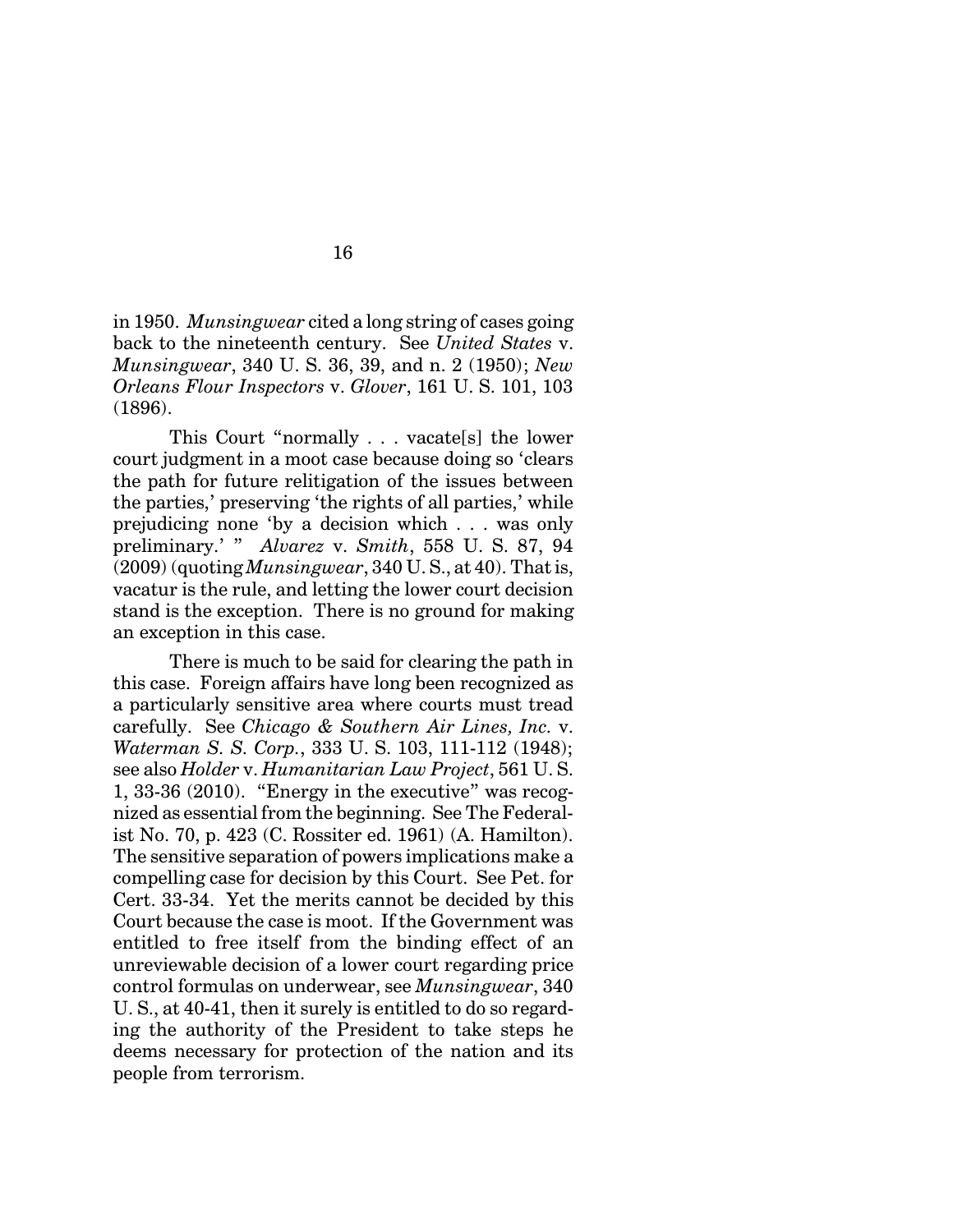in 1950. *Munsingwear* cited a long string of cases going back to the nineteenth century. See *United States* v. *Munsingwear*, 340 U. S. 36, 39, and n. 2 (1950); *New Orleans Flour Inspectors* v. *Glover*, 161 U. S. 101, 103 (1896).

This Court "normally . . . vacate[s] the lower court judgment in a moot case because doing so 'clears the path for future relitigation of the issues between the parties,' preserving 'the rights of all parties,' while prejudicing none 'by a decision which . . . was only preliminary.' " *Alvarez* v. *Smith*, 558 U. S. 87, 94 (2009) (quoting *Munsingwear*, 340 U. S., at 40). That is, vacatur is the rule, and letting the lower court decision stand is the exception. There is no ground for making an exception in this case.

There is much to be said for clearing the path in this case. Foreign affairs have long been recognized as a particularly sensitive area where courts must tread carefully. See *Chicago & Southern Air Lines, Inc.* v. *Waterman S. S. Corp.*, 333 U. S. 103, 111-112 (1948); see also *Holder* v. *Humanitarian Law Project*, 561 U. S. 1, 33-36 (2010). "Energy in the executive" was recognized as essential from the beginning. See The Federalist No. 70, p. 423 (C. Rossiter ed. 1961) (A. Hamilton). The sensitive separation of powers implications make a compelling case for decision by this Court. See Pet. for Cert. 33-34. Yet the merits cannot be decided by this Court because the case is moot. If the Government was entitled to free itself from the binding effect of an unreviewable decision of a lower court regarding price control formulas on underwear, see *Munsingwear*, 340 U. S., at 40-41, then it surely is entitled to do so regarding the authority of the President to take steps he deems necessary for protection of the nation and its people from terrorism.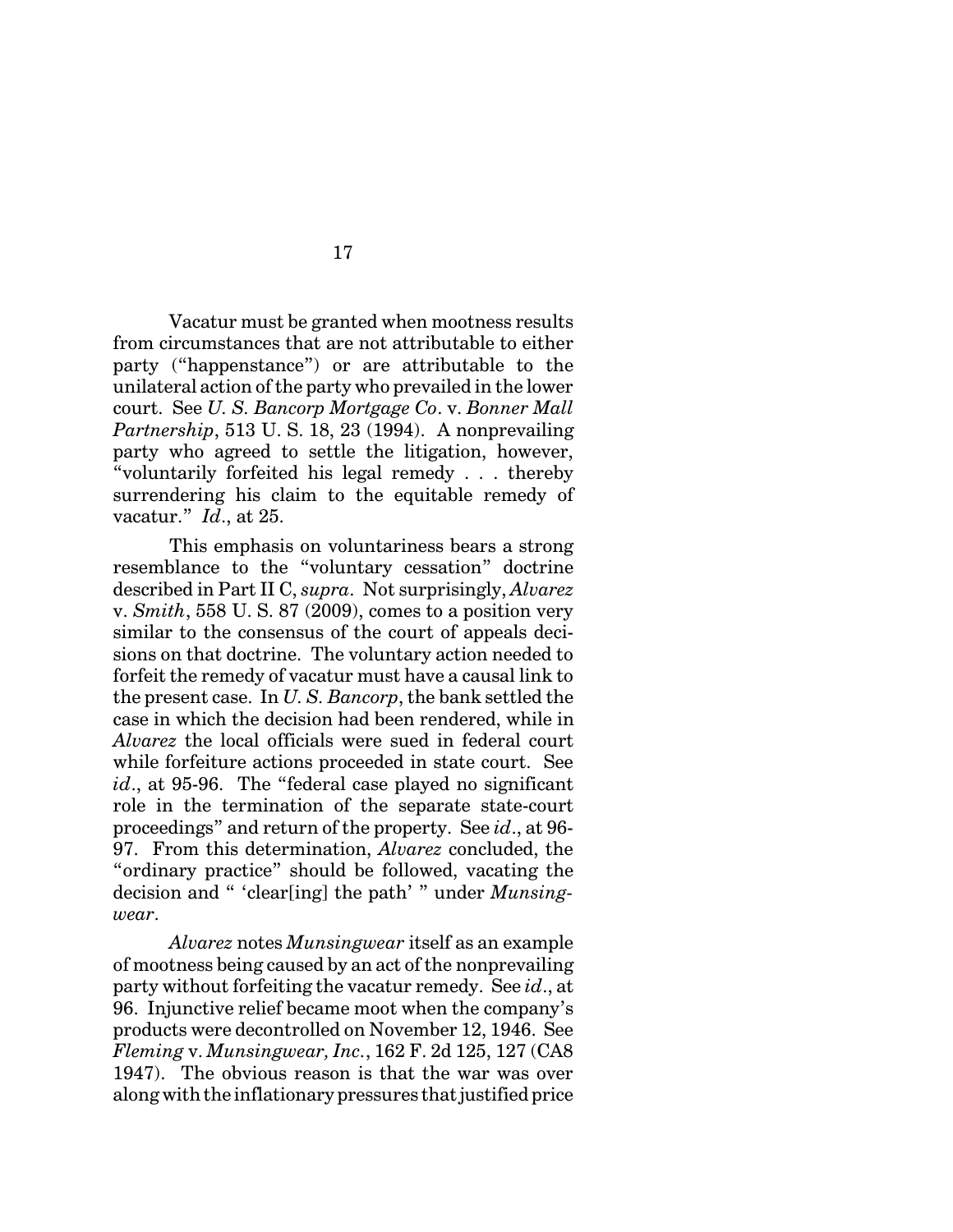Vacatur must be granted when mootness results from circumstances that are not attributable to either party ("happenstance") or are attributable to the unilateral action of the party who prevailed in the lower court. See *U. S. Bancorp Mortgage Co.* v. *Bonner Mall Partnership*, 513 U. S. 18, 23 (1994). A nonprevailing party who agreed to settle the litigation, however, "voluntarily forfeited his legal remedy . . . thereby surrendering his claim to the equitable remedy of vacatur." *Id*., at 25.

This emphasis on voluntariness bears a strong resemblance to the "voluntary cessation" doctrine described in Part II C, *supra*. Not surprisingly, *Alvarez* v. *Smith*, 558 U. S. 87 (2009), comes to a position very similar to the consensus of the court of appeals decisions on that doctrine. The voluntary action needed to forfeit the remedy of vacatur must have a causal link to the present case. In *U. S. Bancorp*, the bank settled the case in which the decision had been rendered, while in *Alvarez* the local officials were sued in federal court while forfeiture actions proceeded in state court. See *id*., at 95-96. The "federal case played no significant role in the termination of the separate state-court proceedings" and return of the property. See *id*., at 96-97. From this determination, *Alvarez* concluded, the "ordinary practice" should be followed, vacating the decision and " 'clear[ing] the path' " under *Munsingwear*.

*Alvarez* notes *Munsingwear* itself as an example of mootness being caused by an act of the nonprevailing party without forfeiting the vacatur remedy. See *id*., at 96. Injunctive relief became moot when the company's products were decontrolled on November 12, 1946. See *Fleming* v. *Munsingwear, Inc.*, 162 F. 2d 125, 127 (CA8 1947). The obvious reason is that the war was over along with the inflationary pressures that justified price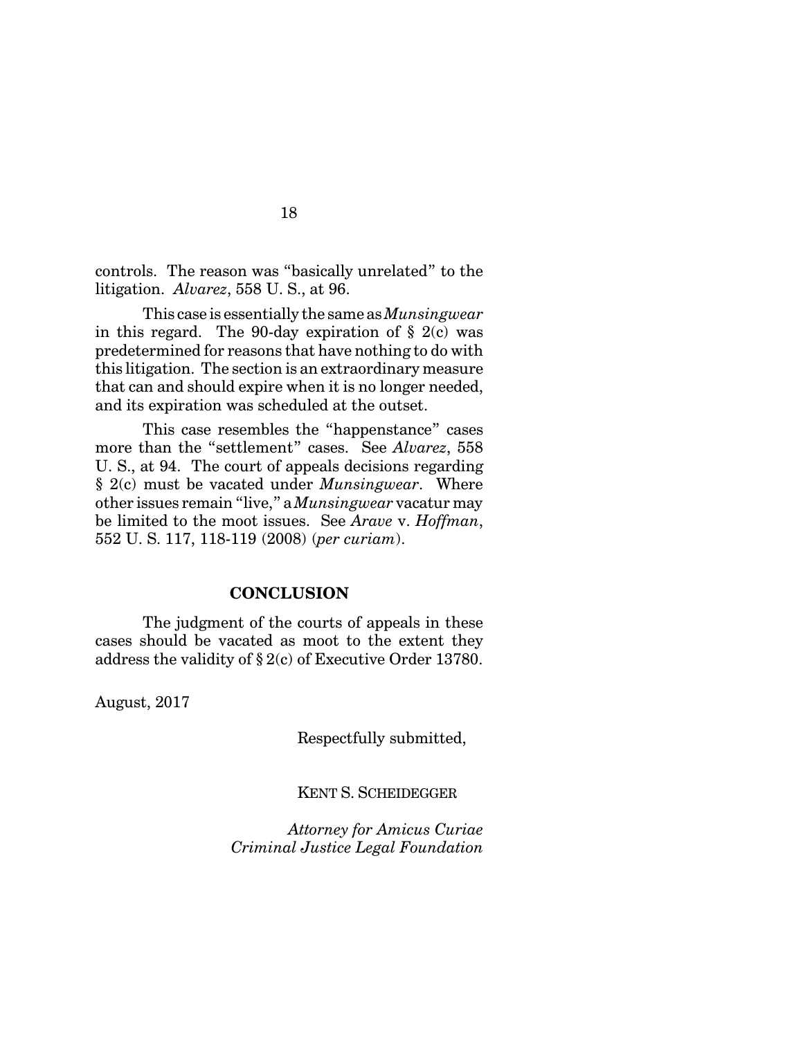controls. The reason was "basically unrelated" to the litigation. *Alvarez*, 558 U. S., at 96.

This case is essentially the same as *Munsingwear* in this regard. The 90-day expiration of § 2(c) was predetermined for reasons that have nothing to do with this litigation. The section is an extraordinary measure that can and should expire when it is no longer needed, and its expiration was scheduled at the outset.

This case resembles the "happenstance" cases more than the "settlement" cases. See *Alvarez*, 558 U. S., at 94. The court of appeals decisions regarding § 2(c) must be vacated under *Munsingwear*. Where other issues remain "live," a *Munsingwear* vacatur may be limited to the moot issues. See *Arave* v. *Hoffman*, 552 U. S. 117, 118-119 (2008) (*per curiam*).

## CONCLUSION

The judgment of the courts of appeals in these cases should be vacated as moot to the extent they address the validity of § 2(c) of Executive Order 13780.

August, 2017

Respectfully submitted,

KENT S. SCHEIDEGGER

*Attorney for Amicus Curiae*
*Criminal Justice Legal Foundation*